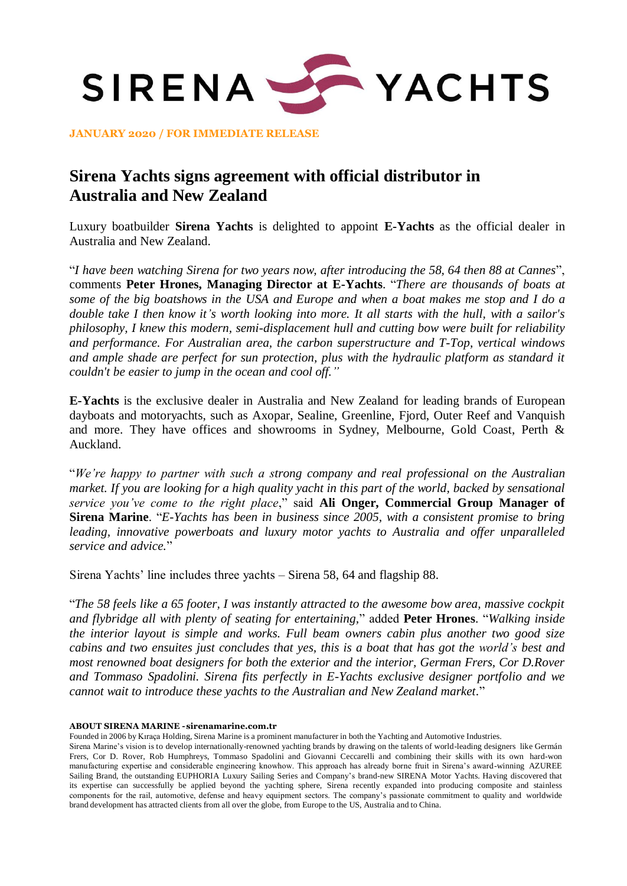SIRENA YACHTS

**JANUARY 2020 / FOR IMMEDIATE RELEASE**

# Sirena Yachts signs agreement with official distributor in Australia and New Zealand

Luxury boatbuilder **Sirena Yachts** is delighted to appoint **E-Yachts** as the official dealer in Australia and New Zealand.

"*I have been watching Sirena for two years now, after introducing the 58, 64 then 88 at Cannes*", comments **Peter Hrones, Managing Director at E-Yachts**. "*There are thousands of boats at some of the big boatshows in the USA and Europe and when a boat makes me stop and I do a double take I then know it's worth looking into more. It all starts with the hull, with a sailor's philosophy, I knew this modern, semi-displacement hull and cutting bow were built for reliability and performance. For Australian area, the carbon superstructure and T-Top, vertical windows and ample shade are perfect for sun protection, plus with the hydraulic platform as standard it couldn't be easier to jump in the ocean and cool off."*

**E-Yachts** is the exclusive dealer in Australia and New Zealand for leading brands of European dayboats and motoryachts, such as Axopar, Sealine, Greenline, Fjord, Outer Reef and Vanquish and more. They have offices and showrooms in Sydney, Melbourne, Gold Coast, Perth & Auckland.

"*We're happy to partner with such a strong company and real professional on the Australian market. If you are looking for a high quality yacht in this part of the world, backed by sensational service you've come to the right place*," said **Ali Onger, Commercial Group Manager of Sirena Marine**. "*E-Yachts has been in business since 2005, with a consistent promise to bring leading, innovative powerboats and luxury motor yachts to Australia and offer unparalleled service and advice.*"

Sirena Yachts' line includes three yachts – Sirena 58, 64 and flagship 88.

"*The 58 feels like a 65 footer, I was instantly attracted to the awesome bow area, massive cockpit and flybridge all with plenty of seating for entertaining,*" added **Peter Hrones**. "*Walking inside the interior layout is simple and works. Full beam owners cabin plus another two good size cabins and two ensuites just concludes that yes, this is a boat that has got the world's best and most renowned boat designers for both the exterior and the interior, German Frers, Cor D.Rover and Tommaso Spadolini. Sirena fits perfectly in E-Yachts exclusive designer portfolio and we cannot wait to introduce these yachts to the Australian and New Zealand market*."

**ABOUT SIRENA MARINE - sirenamarine.com.tr**

Founded in 2006 by Kıraça Holding, Sirena Marine is a prominent manufacturer in both the Yachting and Automotive Industries.

Sirena Marine's vision is to develop internationally-renowned yachting brands by drawing on the talents of world-leading designers like Germán Frers, Cor D. Rover, Rob Humphreys, Tommaso Spadolini and Giovanni Ceccarelli and combining their skills with its own hard-won manufacturing expertise and considerable engineering knowhow. This approach has already borne fruit in Sirena's award-winning AZUREE Sailing Brand, the outstanding EUPHORIA Luxury Sailing Series and Company's brand-new SIRENA Motor Yachts. Having discovered that its expertise can successfully be applied beyond the yachting sphere, Sirena recently expanded into producing composite and stainless components for the rail, automotive, defense and heavy equipment sectors. The company's passionate commitment to quality and worldwide brand development has attracted clients from all over the globe, from Europe to the US, Australia and to China.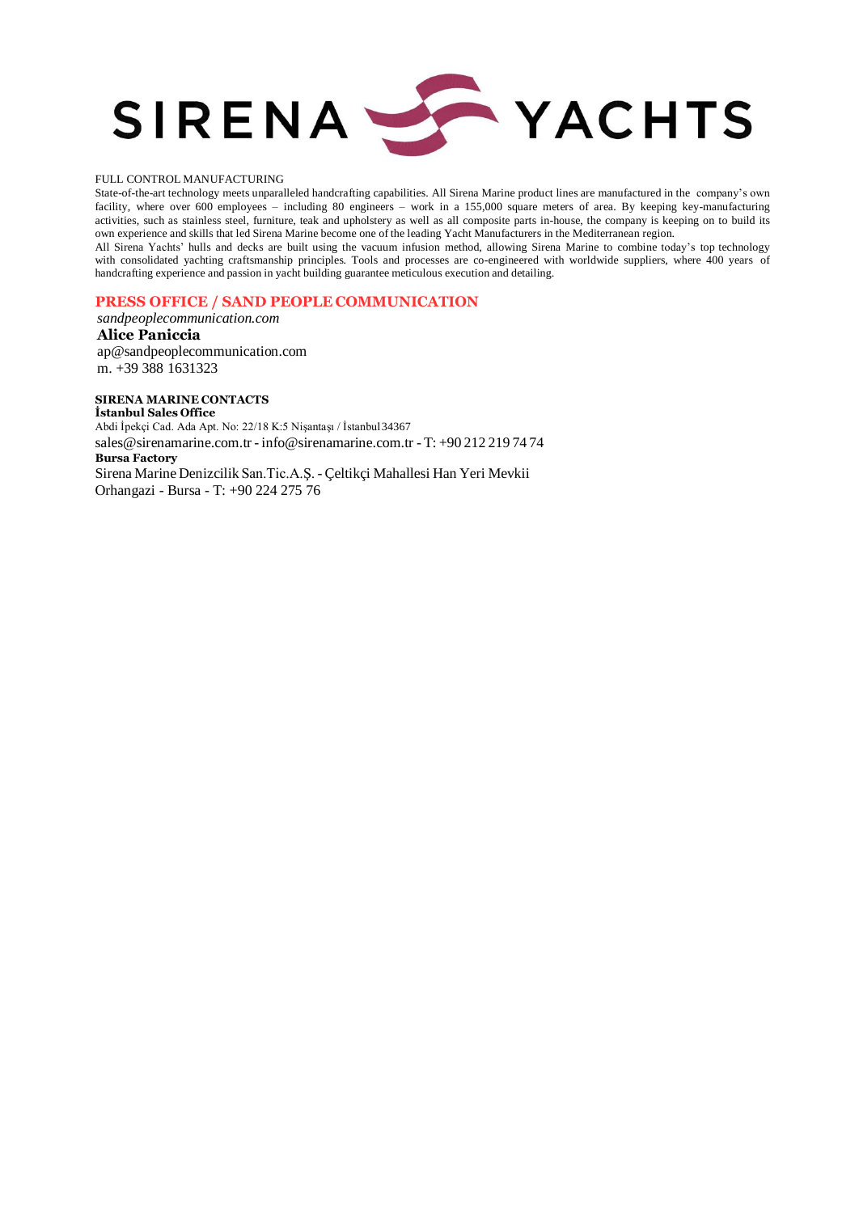SIRENA YACHTS

FULL CONTROL MANUFACTURING

State-of-the-art technology meets unparalleled handcrafting capabilities. All Sirena Marine product lines are manufactured in the company's own facility, where over 600 employees – including 80 engineers – work in a 155,000 square meters of area. By keeping key-manufacturing activities, such as stainless steel, furniture, teak and upholstery as well as all composite parts in-house, the company is keeping on to build its own experience and skills that led Sirena Marine become one of the leading Yacht Manufacturers in the Mediterranean region.

All Sirena Yachts' hulls and decks are built using the vacuum infusion method, allowing Sirena Marine to combine today's top technology with consolidated yachting craftsmanship principles. Tools and processes are co-engineered with worldwide suppliers, where 400 years of handcrafting experience and passion in yacht building guarantee meticulous execution and detailing.

## PRESS OFFICE / SAND PEOPLE COMMUNICATION

*sandpeoplecommunication.com*

**Alice Paniccia**

ap@sandpeoplecommunication.com

m. +39 388 1631323

**SIRENA MARINE CONTACTS**

**İstanbul Sales Office**

Abdi İpekçi Cad. Ada Apt. No: 22/18 K:5 Nişantaşı / İstanbul 34367

sales@sirenamarine.com.tr - info@sirenamarine.com.tr - T: +90 212 219 74 74

**Bursa Factory**

Sirena Marine Denizcilik San.Tic.A.Ş. - Çeltikçi Mahallesi Han Yeri Mevkii

Orhangazi - Bursa - T: +90 224 275 76